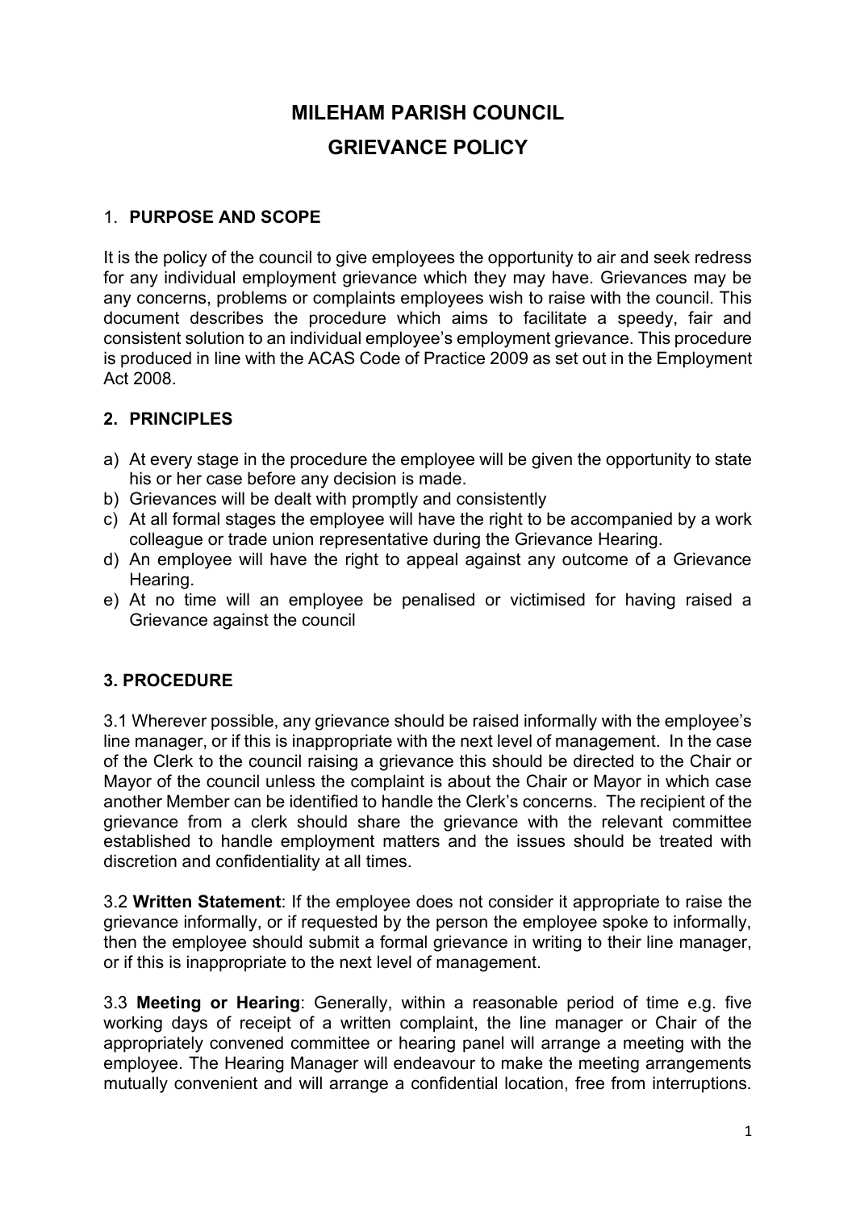# MILEHAM PARISH COUNCIL
# GRIEVANCE POLICY

## 1. PURPOSE AND SCOPE

It is the policy of the council to give employees the opportunity to air and seek redress for any individual employment grievance which they may have. Grievances may be any concerns, problems or complaints employees wish to raise with the council. This document describes the procedure which aims to facilitate a speedy, fair and consistent solution to an individual employee's employment grievance. This procedure is produced in line with the ACAS Code of Practice 2009 as set out in the Employment Act 2008.

## 2. PRINCIPLES

a) At every stage in the procedure the employee will be given the opportunity to state his or her case before any decision is made.
b) Grievances will be dealt with promptly and consistently
c) At all formal stages the employee will have the right to be accompanied by a work colleague or trade union representative during the Grievance Hearing.
d) An employee will have the right to appeal against any outcome of a Grievance Hearing.
e) At no time will an employee be penalised or victimised for having raised a Grievance against the council

## 3. PROCEDURE

3.1 Wherever possible, any grievance should be raised informally with the employee's line manager, or if this is inappropriate with the next level of management. In the case of the Clerk to the council raising a grievance this should be directed to the Chair or Mayor of the council unless the complaint is about the Chair or Mayor in which case another Member can be identified to handle the Clerk's concerns. The recipient of the grievance from a clerk should share the grievance with the relevant committee established to handle employment matters and the issues should be treated with discretion and confidentiality at all times.

3.2 **Written Statement**: If the employee does not consider it appropriate to raise the grievance informally, or if requested by the person the employee spoke to informally, then the employee should submit a formal grievance in writing to their line manager, or if this is inappropriate to the next level of management.

3.3 **Meeting or Hearing**: Generally, within a reasonable period of time e.g. five working days of receipt of a written complaint, the line manager or Chair of the appropriately convened committee or hearing panel will arrange a meeting with the employee. The Hearing Manager will endeavour to make the meeting arrangements mutually convenient and will arrange a confidential location, free from interruptions.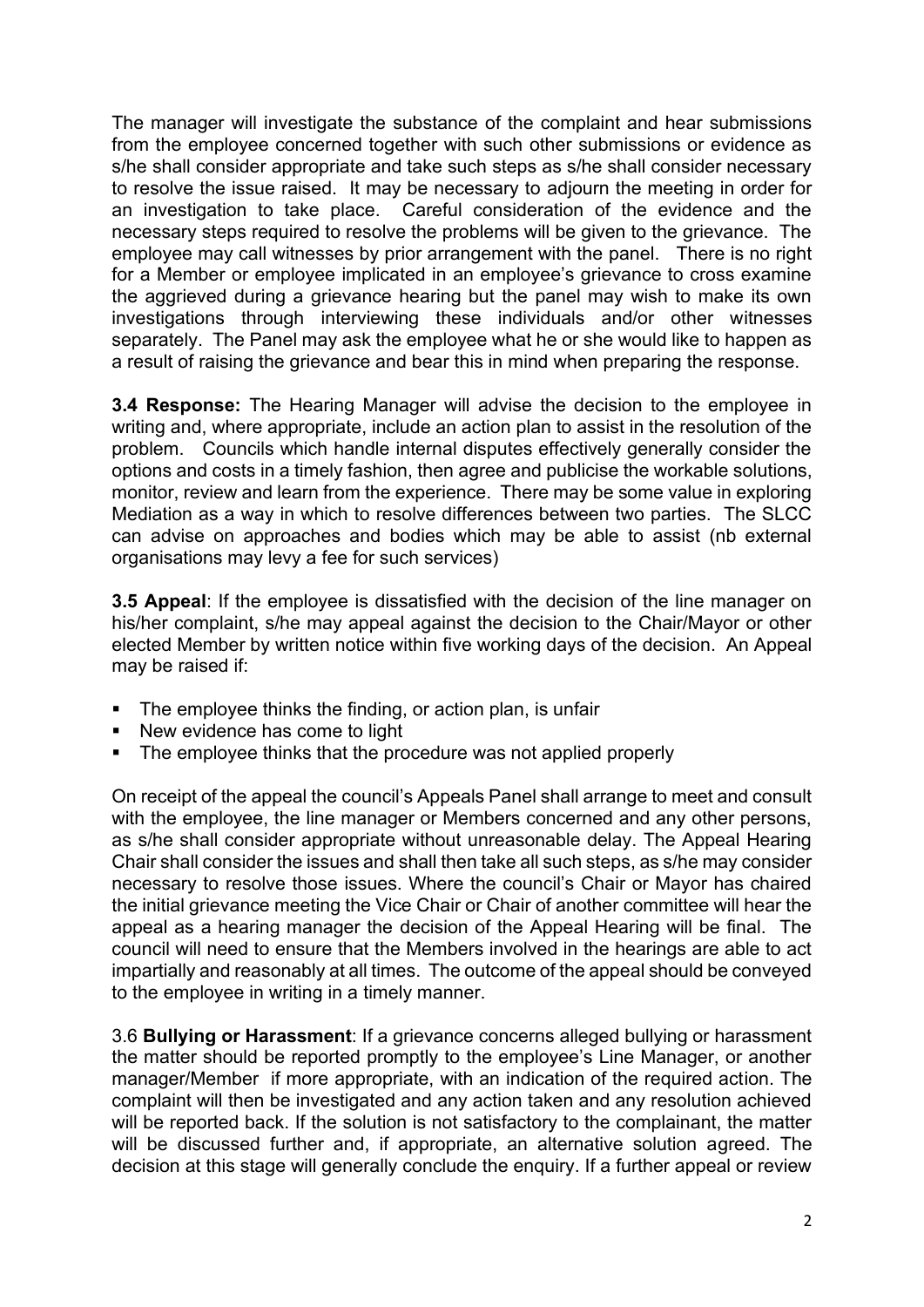The manager will investigate the substance of the complaint and hear submissions from the employee concerned together with such other submissions or evidence as s/he shall consider appropriate and take such steps as s/he shall consider necessary to resolve the issue raised. It may be necessary to adjourn the meeting in order for an investigation to take place. Careful consideration of the evidence and the necessary steps required to resolve the problems will be given to the grievance. The employee may call witnesses by prior arrangement with the panel. There is no right for a Member or employee implicated in an employee's grievance to cross examine the aggrieved during a grievance hearing but the panel may wish to make its own investigations through interviewing these individuals and/or other witnesses separately. The Panel may ask the employee what he or she would like to happen as a result of raising the grievance and bear this in mind when preparing the response.

**3.4 Response:** The Hearing Manager will advise the decision to the employee in writing and, where appropriate, include an action plan to assist in the resolution of the problem. Councils which handle internal disputes effectively generally consider the options and costs in a timely fashion, then agree and publicise the workable solutions, monitor, review and learn from the experience. There may be some value in exploring Mediation as a way in which to resolve differences between two parties. The SLCC can advise on approaches and bodies which may be able to assist (nb external organisations may levy a fee for such services)

**3.5 Appeal**: If the employee is dissatisfied with the decision of the line manager on his/her complaint, s/he may appeal against the decision to the Chair/Mayor or other elected Member by written notice within five working days of the decision. An Appeal may be raised if:

- The employee thinks the finding, or action plan, is unfair
- New evidence has come to light
- The employee thinks that the procedure was not applied properly

On receipt of the appeal the council's Appeals Panel shall arrange to meet and consult with the employee, the line manager or Members concerned and any other persons, as s/he shall consider appropriate without unreasonable delay. The Appeal Hearing Chair shall consider the issues and shall then take all such steps, as s/he may consider necessary to resolve those issues. Where the council's Chair or Mayor has chaired the initial grievance meeting the Vice Chair or Chair of another committee will hear the appeal as a hearing manager the decision of the Appeal Hearing will be final. The council will need to ensure that the Members involved in the hearings are able to act impartially and reasonably at all times. The outcome of the appeal should be conveyed to the employee in writing in a timely manner.

3.6 **Bullying or Harassment**: If a grievance concerns alleged bullying or harassment the matter should be reported promptly to the employee's Line Manager, or another manager/Member if more appropriate, with an indication of the required action. The complaint will then be investigated and any action taken and any resolution achieved will be reported back. If the solution is not satisfactory to the complainant, the matter will be discussed further and, if appropriate, an alternative solution agreed. The decision at this stage will generally conclude the enquiry. If a further appeal or review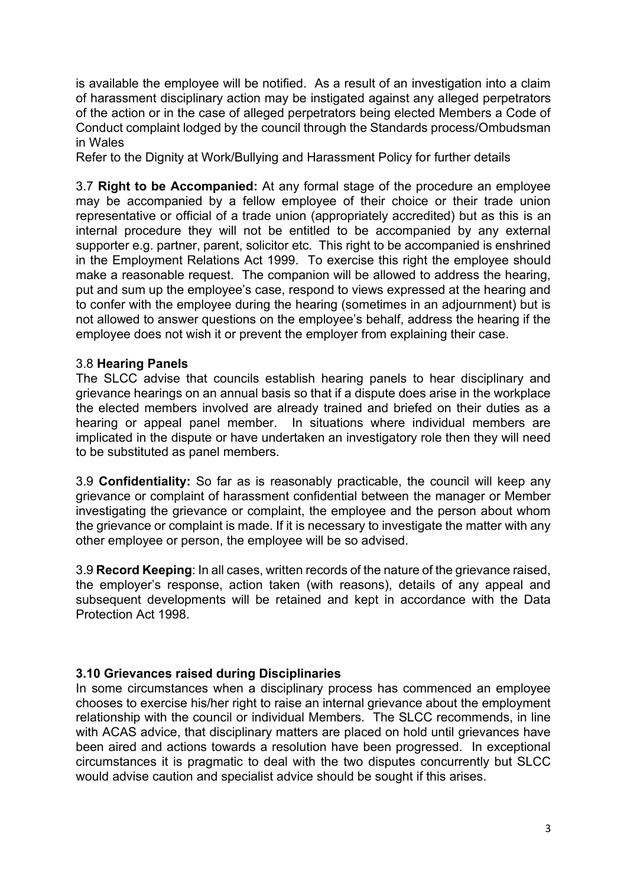is available the employee will be notified. As a result of an investigation into a claim of harassment disciplinary action may be instigated against any alleged perpetrators of the action or in the case of alleged perpetrators being elected Members a Code of Conduct complaint lodged by the council through the Standards process/Ombudsman in Wales

Refer to the Dignity at Work/Bullying and Harassment Policy for further details

3.7 **Right to be Accompanied:** At any formal stage of the procedure an employee may be accompanied by a fellow employee of their choice or their trade union representative or official of a trade union (appropriately accredited) but as this is an internal procedure they will not be entitled to be accompanied by any external supporter e.g. partner, parent, solicitor etc. This right to be accompanied is enshrined in the Employment Relations Act 1999. To exercise this right the employee should make a reasonable request. The companion will be allowed to address the hearing, put and sum up the employee's case, respond to views expressed at the hearing and to confer with the employee during the hearing (sometimes in an adjournment) but is not allowed to answer questions on the employee's behalf, address the hearing if the employee does not wish it or prevent the employer from explaining their case.

3.8 **Hearing Panels**

The SLCC advise that councils establish hearing panels to hear disciplinary and grievance hearings on an annual basis so that if a dispute does arise in the workplace the elected members involved are already trained and briefed on their duties as a hearing or appeal panel member. In situations where individual members are implicated in the dispute or have undertaken an investigatory role then they will need to be substituted as panel members.

3.9 **Confidentiality:** So far as is reasonably practicable, the council will keep any grievance or complaint of harassment confidential between the manager or Member investigating the grievance or complaint, the employee and the person about whom the grievance or complaint is made. If it is necessary to investigate the matter with any other employee or person, the employee will be so advised.

3.9 **Record Keeping**: In all cases, written records of the nature of the grievance raised, the employer's response, action taken (with reasons), details of any appeal and subsequent developments will be retained and kept in accordance with the Data Protection Act 1998.

**3.10 Grievances raised during Disciplinaries**

In some circumstances when a disciplinary process has commenced an employee chooses to exercise his/her right to raise an internal grievance about the employment relationship with the council or individual Members. The SLCC recommends, in line with ACAS advice, that disciplinary matters are placed on hold until grievances have been aired and actions towards a resolution have been progressed. In exceptional circumstances it is pragmatic to deal with the two disputes concurrently but SLCC would advise caution and specialist advice should be sought if this arises.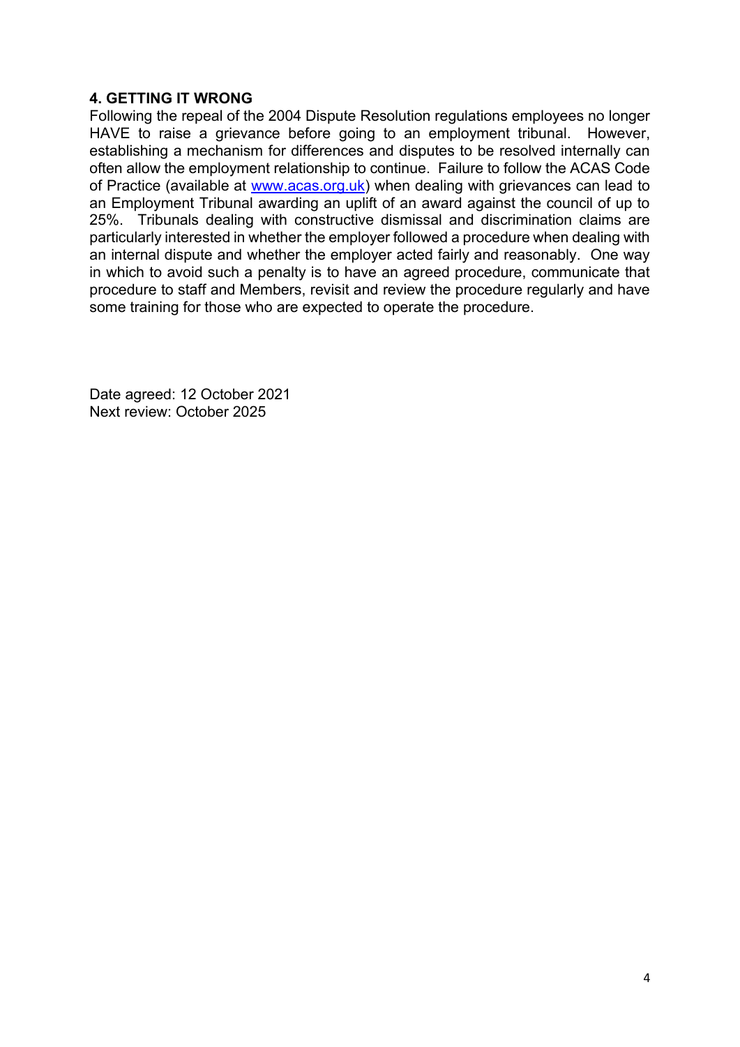## 4. GETTING IT WRONG

Following the repeal of the 2004 Dispute Resolution regulations employees no longer HAVE to raise a grievance before going to an employment tribunal. However, establishing a mechanism for differences and disputes to be resolved internally can often allow the employment relationship to continue. Failure to follow the ACAS Code of Practice (available at [www.acas.org.uk](http://www.acas.org.uk)) when dealing with grievances can lead to an Employment Tribunal awarding an uplift of an award against the council of up to 25%. Tribunals dealing with constructive dismissal and discrimination claims are particularly interested in whether the employer followed a procedure when dealing with an internal dispute and whether the employer acted fairly and reasonably. One way in which to avoid such a penalty is to have an agreed procedure, communicate that procedure to staff and Members, revisit and review the procedure regularly and have some training for those who are expected to operate the procedure.

Date agreed: 12 October 2021
Next review: October 2025